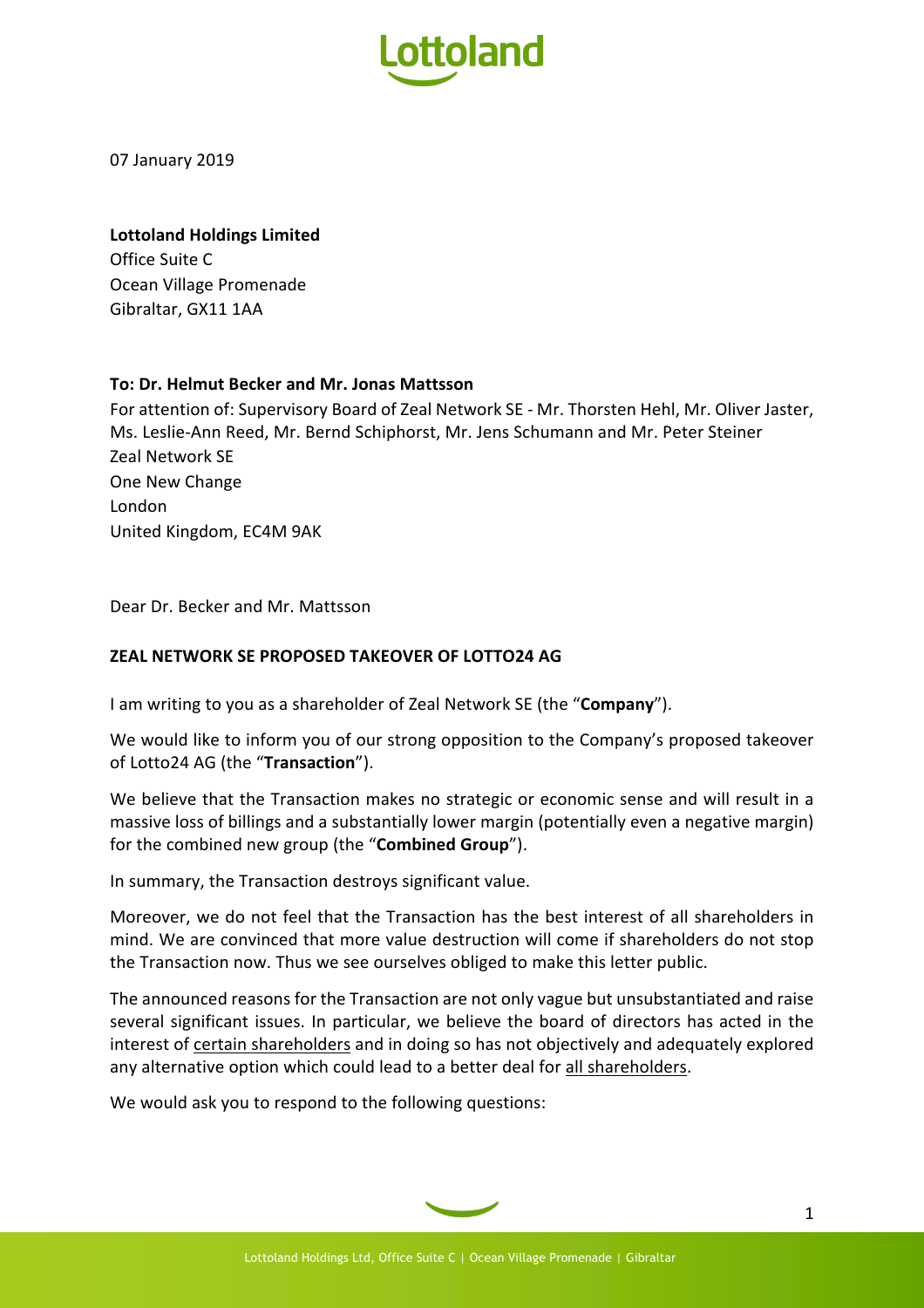07 January 2019

**Lottoland Holdings Limited**
Office Suite C
Ocean Village Promenade
Gibraltar, GX11 1AA

**To: Dr. Helmut Becker and Mr. Jonas Mattsson**
For attention of: Supervisory Board of Zeal Network SE - Mr. Thorsten Hehl, Mr. Oliver Jaster, Ms. Leslie-Ann Reed, Mr. Bernd Schiphorst, Mr. Jens Schumann and Mr. Peter Steiner
Zeal Network SE
One New Change
London
United Kingdom, EC4M 9AK

Dear Dr. Becker and Mr. Mattsson

**ZEAL NETWORK SE PROPOSED TAKEOVER OF LOTTO24 AG**

I am writing to you as a shareholder of Zeal Network SE (the "**Company**").

We would like to inform you of our strong opposition to the Company's proposed takeover of Lotto24 AG (the "**Transaction**").

We believe that the Transaction makes no strategic or economic sense and will result in a massive loss of billings and a substantially lower margin (potentially even a negative margin) for the combined new group (the "**Combined Group**").

In summary, the Transaction destroys significant value.

Moreover, we do not feel that the Transaction has the best interest of all shareholders in mind. We are convinced that more value destruction will come if shareholders do not stop the Transaction now. Thus we see ourselves obliged to make this letter public.

The announced reasons for the Transaction are not only vague but unsubstantiated and raise several significant issues. In particular, we believe the board of directors has acted in the interest of <u>certain shareholders</u> and in doing so has not objectively and adequately explored any alternative option which could lead to a better deal for <u>all shareholders</u>.

We would ask you to respond to the following questions: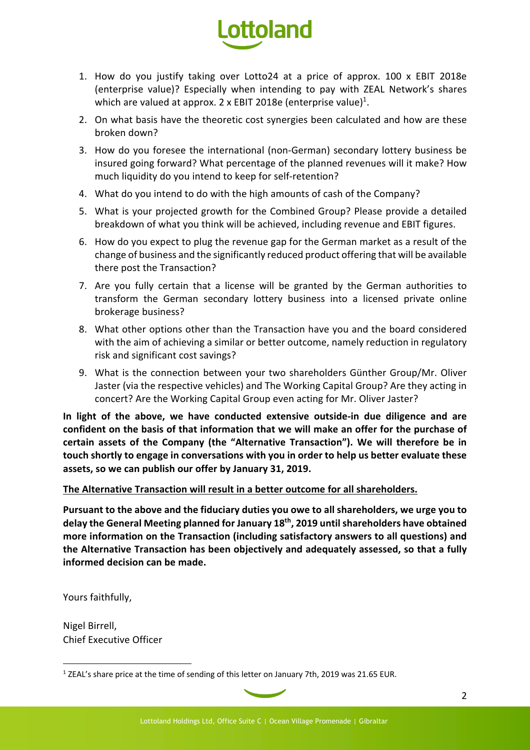1. How do you justify taking over Lotto24 at a price of approx. 100 x EBIT 2018e (enterprise value)? Especially when intending to pay with ZEAL Network's shares which are valued at approx. 2 x EBIT 2018e (enterprise value)[1].
2. On what basis have the theoretic cost synergies been calculated and how are these broken down?
3. How do you foresee the international (non-German) secondary lottery business be insured going forward? What percentage of the planned revenues will it make? How much liquidity do you intend to keep for self-retention?
4. What do you intend to do with the high amounts of cash of the Company?
5. What is your projected growth for the Combined Group? Please provide a detailed breakdown of what you think will be achieved, including revenue and EBIT figures.
6. How do you expect to plug the revenue gap for the German market as a result of the change of business and the significantly reduced product offering that will be available there post the Transaction?
7. Are you fully certain that a license will be granted by the German authorities to transform the German secondary lottery business into a licensed private online brokerage business?
8. What other options other than the Transaction have you and the board considered with the aim of achieving a similar or better outcome, namely reduction in regulatory risk and significant cost savings?
9. What is the connection between your two shareholders Günther Group/Mr. Oliver Jaster (via the respective vehicles) and The Working Capital Group? Are they acting in concert? Are the Working Capital Group even acting for Mr. Oliver Jaster?

**In light of the above, we have conducted extensive outside-in due diligence and are confident on the basis of that information that we will make an offer for the purchase of certain assets of the Company (the "Alternative Transaction"). We will therefore be in touch shortly to engage in conversations with you in order to help us better evaluate these assets, so we can publish our offer by January 31, 2019.**

**The Alternative Transaction will result in a better outcome for all shareholders.**

**Pursuant to the above and the fiduciary duties you owe to all shareholders, we urge you to delay the General Meeting planned for January 18th, 2019 until shareholders have obtained more information on the Transaction (including satisfactory answers to all questions) and the Alternative Transaction has been objectively and adequately assessed, so that a fully informed decision can be made.**

Yours faithfully,

Nigel Birrell,
Chief Executive Officer

[1] ZEAL's share price at the time of sending of this letter on January 7th, 2019 was 21.65 EUR.